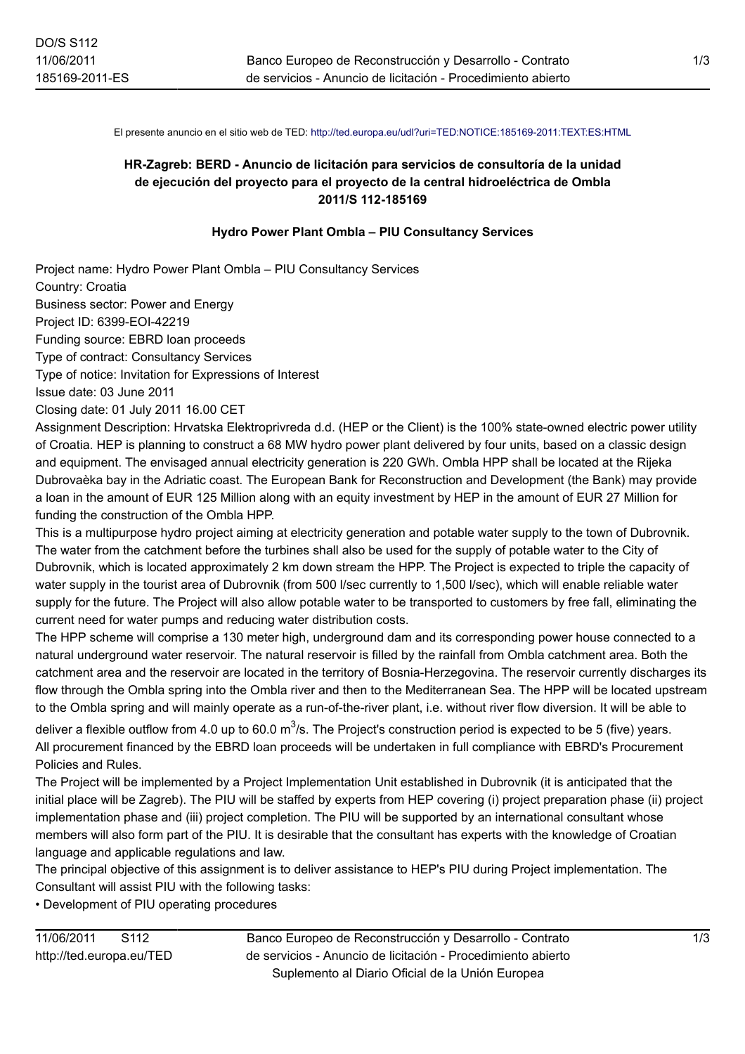El presente anuncio en el sitio web de TED: http://ted.europa.eu/udl?uri=TED:NOTICE:185169-2011:TEXT:ES:HTML

## HR-Zagreb: BERD - Anuncio de licitación para servicios de consultoría de la unidad de ejecución del proyecto para el proyecto de la central hidroeléctrica de Ombla 2011/S 112-185169

### Hydro Power Plant Ombla – PIU Consultancy Services

Project name: Hydro Power Plant Ombla – PIU Consultancy Services
Country: Croatia
Business sector: Power and Energy
Project ID: 6399-EOI-42219
Funding source: EBRD loan proceeds
Type of contract: Consultancy Services
Type of notice: Invitation for Expressions of Interest
Issue date: 03 June 2011
Closing date: 01 July 2011 16.00 CET
Assignment Description: Hrvatska Elektroprivreda d.d. (HEP or the Client) is the 100% state-owned electric power utility of Croatia. HEP is planning to construct a 68 MW hydro power plant delivered by four units, based on a classic design and equipment. The envisaged annual electricity generation is 220 GWh. Ombla HPP shall be located at the Rijeka Dubrovaèka bay in the Adriatic coast. The European Bank for Reconstruction and Development (the Bank) may provide a loan in the amount of EUR 125 Million along with an equity investment by HEP in the amount of EUR 27 Million for funding the construction of the Ombla HPP.
This is a multipurpose hydro project aiming at electricity generation and potable water supply to the town of Dubrovnik. The water from the catchment before the turbines shall also be used for the supply of potable water to the City of Dubrovnik, which is located approximately 2 km down stream the HPP. The Project is expected to triple the capacity of water supply in the tourist area of Dubrovnik (from 500 l/sec currently to 1,500 l/sec), which will enable reliable water supply for the future. The Project will also allow potable water to be transported to customers by free fall, eliminating the current need for water pumps and reducing water distribution costs.
The HPP scheme will comprise a 130 meter high, underground dam and its corresponding power house connected to a natural underground water reservoir. The natural reservoir is filled by the rainfall from Ombla catchment area. Both the catchment area and the reservoir are located in the territory of Bosnia-Herzegovina. The reservoir currently discharges its flow through the Ombla spring into the Ombla river and then to the Mediterranean Sea. The HPP will be located upstream to the Ombla spring and will mainly operate as a run-of-the-river plant, i.e. without river flow diversion. It will be able to deliver a flexible outflow from 4.0 up to 60.0 $m^3$/s. The Project's construction period is expected to be 5 (five) years.
All procurement financed by the EBRD loan proceeds will be undertaken in full compliance with EBRD's Procurement Policies and Rules.
The Project will be implemented by a Project Implementation Unit established in Dubrovnik (it is anticipated that the initial place will be Zagreb). The PIU will be staffed by experts from HEP covering (i) project preparation phase (ii) project implementation phase and (iii) project completion. The PIU will be supported by an international consultant whose members will also form part of the PIU. It is desirable that the consultant has experts with the knowledge of Croatian language and applicable regulations and law.
The principal objective of this assignment is to deliver assistance to HEP's PIU during Project implementation. The Consultant will assist PIU with the following tasks:

- Development of PIU operating procedures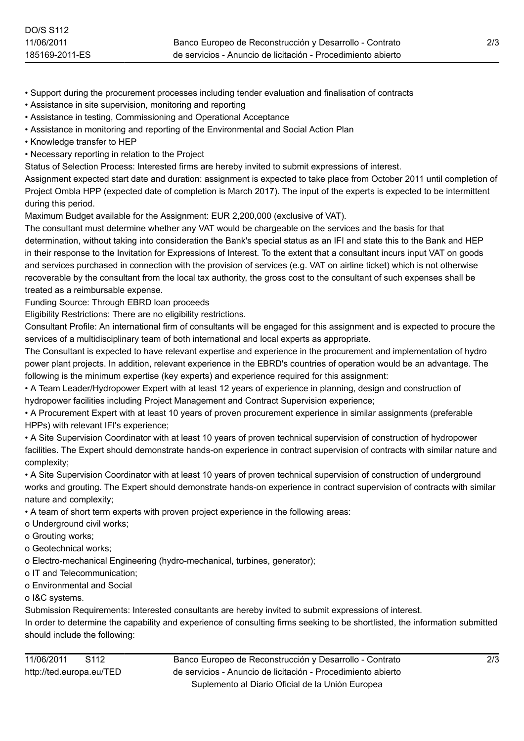- Support during the procurement processes including tender evaluation and finalisation of contracts
- Assistance in site supervision, monitoring and reporting
- Assistance in testing, Commissioning and Operational Acceptance
- Assistance in monitoring and reporting of the Environmental and Social Action Plan
- Knowledge transfer to HEP
- Necessary reporting in relation to the Project

Status of Selection Process: Interested firms are hereby invited to submit expressions of interest.

Assignment expected start date and duration: assignment is expected to take place from October 2011 until completion of Project Ombla HPP (expected date of completion is March 2017). The input of the experts is expected to be intermittent during this period.

Maximum Budget available for the Assignment: EUR 2,200,000 (exclusive of VAT).

The consultant must determine whether any VAT would be chargeable on the services and the basis for that determination, without taking into consideration the Bank's special status as an IFI and state this to the Bank and HEP in their response to the Invitation for Expressions of Interest. To the extent that a consultant incurs input VAT on goods and services purchased in connection with the provision of services (e.g. VAT on airline ticket) which is not otherwise recoverable by the consultant from the local tax authority, the gross cost to the consultant of such expenses shall be treated as a reimbursable expense.

Funding Source: Through EBRD loan proceeds

Eligibility Restrictions: There are no eligibility restrictions.

Consultant Profile: An international firm of consultants will be engaged for this assignment and is expected to procure the services of a multidisciplinary team of both international and local experts as appropriate.

The Consultant is expected to have relevant expertise and experience in the procurement and implementation of hydro power plant projects. In addition, relevant experience in the EBRD's countries of operation would be an advantage. The following is the minimum expertise (key experts) and experience required for this assignment:

- A Team Leader/Hydropower Expert with at least 12 years of experience in planning, design and construction of hydropower facilities including Project Management and Contract Supervision experience;
- A Procurement Expert with at least 10 years of proven procurement experience in similar assignments (preferable HPPs) with relevant IFI's experience;
- A Site Supervision Coordinator with at least 10 years of proven technical supervision of construction of hydropower facilities. The Expert should demonstrate hands-on experience in contract supervision of contracts with similar nature and complexity;
- A Site Supervision Coordinator with at least 10 years of proven technical supervision of construction of underground works and grouting. The Expert should demonstrate hands-on experience in contract supervision of contracts with similar nature and complexity;
- A team of short term experts with proven project experience in the following areas:
  - o Underground civil works;
  - o Grouting works;
  - o Geotechnical works;
  - o Electro-mechanical Engineering (hydro-mechanical, turbines, generator);
  - o IT and Telecommunication;
  - o Environmental and Social
  - o I&C systems.

Submission Requirements: Interested consultants are hereby invited to submit expressions of interest.

In order to determine the capability and experience of consulting firms seeking to be shortlisted, the information submitted should include the following: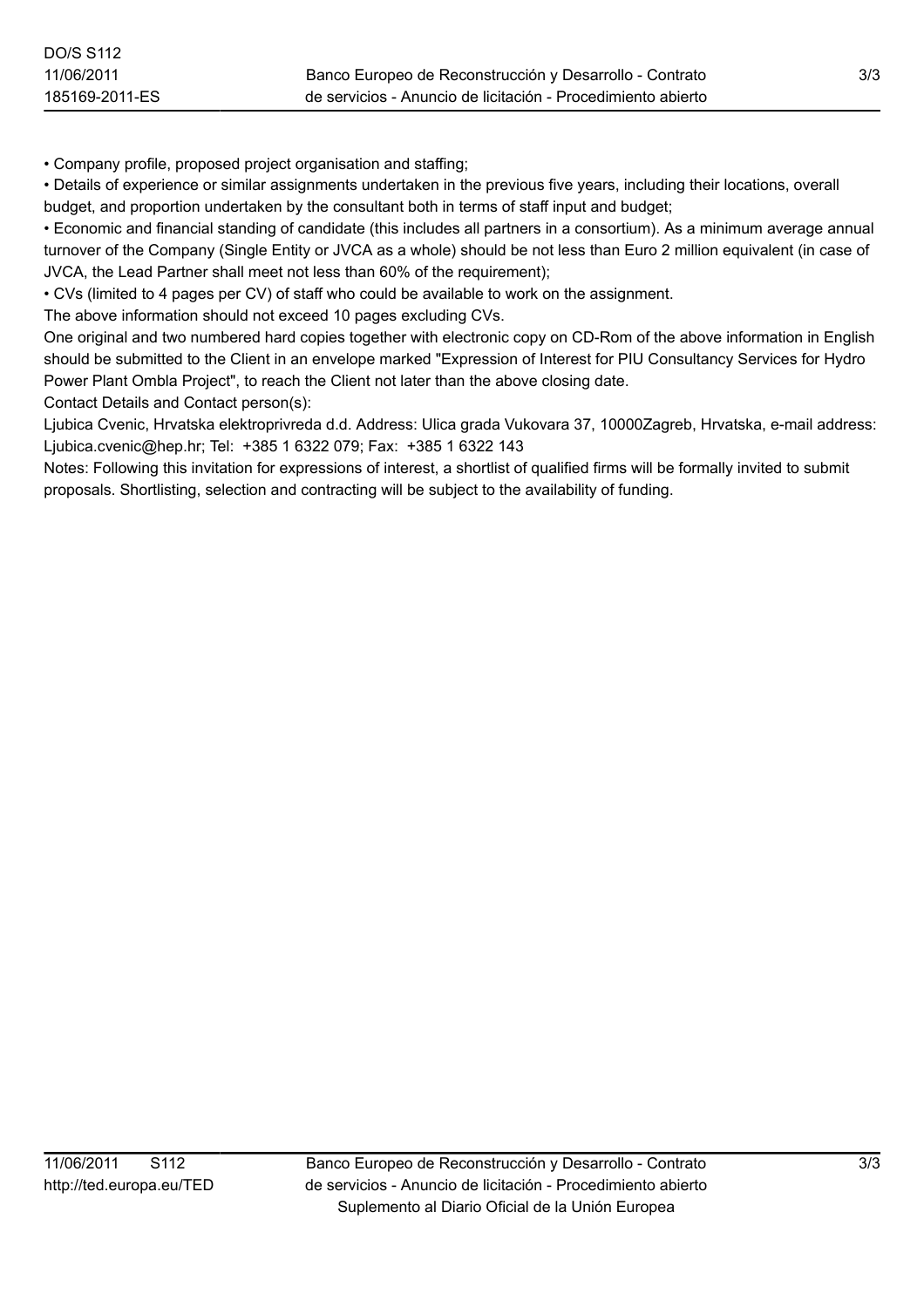- Company profile, proposed project organisation and staffing;
- Details of experience or similar assignments undertaken in the previous five years, including their locations, overall budget, and proportion undertaken by the consultant both in terms of staff input and budget;
- Economic and financial standing of candidate (this includes all partners in a consortium). As a minimum average annual turnover of the Company (Single Entity or JVCA as a whole) should be not less than Euro 2 million equivalent (in case of JVCA, the Lead Partner shall meet not less than 60% of the requirement);
- CVs (limited to 4 pages per CV) of staff who could be available to work on the assignment.

The above information should not exceed 10 pages excluding CVs.

One original and two numbered hard copies together with electronic copy on CD-Rom of the above information in English should be submitted to the Client in an envelope marked "Expression of Interest for PIU Consultancy Services for Hydro Power Plant Ombla Project", to reach the Client not later than the above closing date.

Contact Details and Contact person(s):

Ljubica Cvenic, Hrvatska elektroprivreda d.d. Address: Ulica grada Vukovara 37, 10000Zagreb, Hrvatska, e-mail address: Ljubica.cvenic@hep.hr; Tel: +385 1 6322 079; Fax: +385 1 6322 143

Notes: Following this invitation for expressions of interest, a shortlist of qualified firms will be formally invited to submit proposals. Shortlisting, selection and contracting will be subject to the availability of funding.